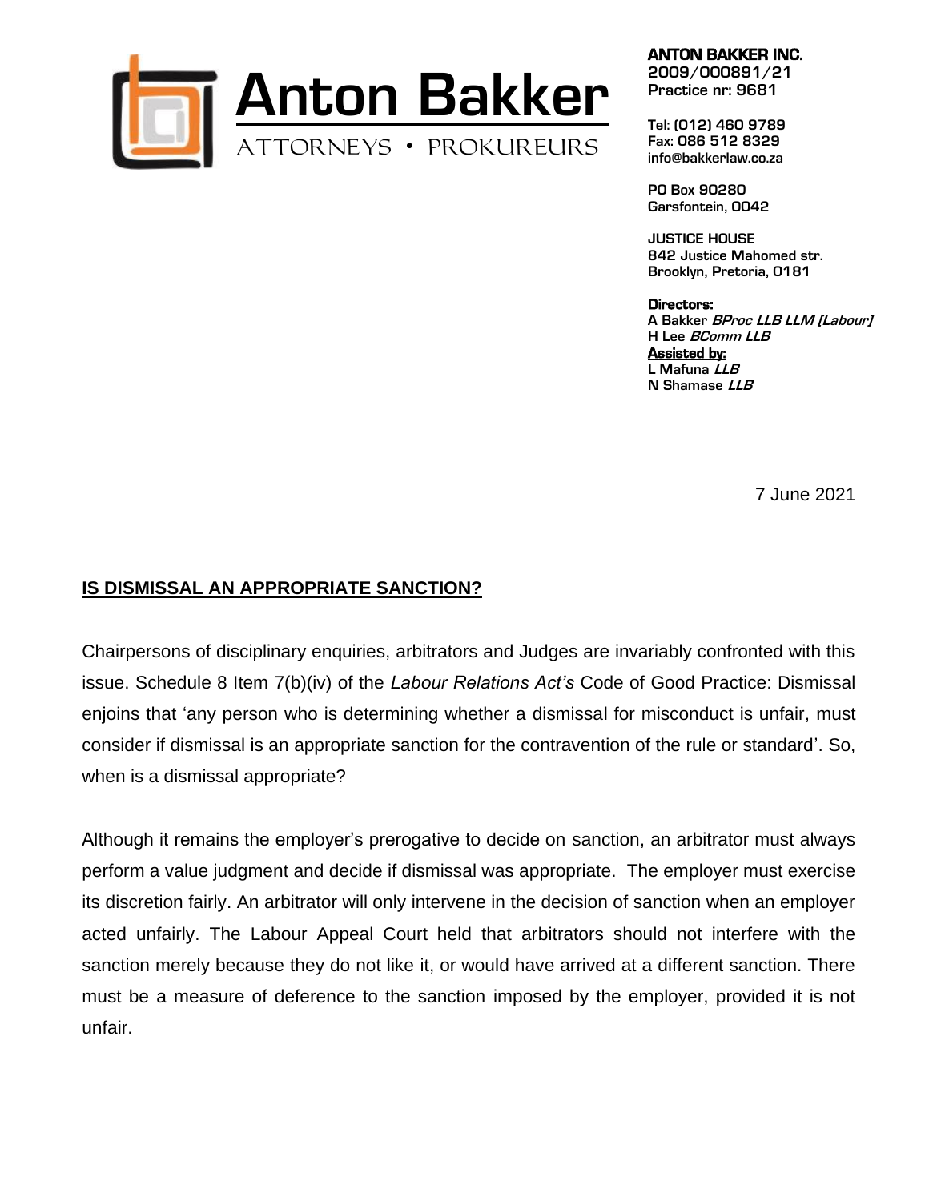# Anton Bakker

ATTORNEYS • PROKUREURS

**ANTON BAKKER INC.**
2009/000891/21
Practice nr: 9681

Tel: (012) 460 9789
Fax: 086 512 8329
info@bakkerlaw.co.za

PO Box 90280
Garsfontein, 0042

JUSTICE HOUSE
842 Justice Mahomed str.
Brooklyn, Pretoria, 0181

**Directors:**
A Bakker *BProc LLB LLM [Labour]*
H Lee *BComm LLB*
**Assisted by:**
L Mafuna *LLB*
N Shamase *LLB*

7 June 2021

## IS DISMISSAL AN APPROPRIATE SANCTION?

Chairpersons of disciplinary enquiries, arbitrators and Judges are invariably confronted with this issue. Schedule 8 Item 7(b)(iv) of the *Labour Relations Act's* Code of Good Practice: Dismissal enjoins that 'any person who is determining whether a dismissal for misconduct is unfair, must consider if dismissal is an appropriate sanction for the contravention of the rule or standard'. So, when is a dismissal appropriate?

Although it remains the employer's prerogative to decide on sanction, an arbitrator must always perform a value judgment and decide if dismissal was appropriate. The employer must exercise its discretion fairly. An arbitrator will only intervene in the decision of sanction when an employer acted unfairly. The Labour Appeal Court held that arbitrators should not interfere with the sanction merely because they do not like it, or would have arrived at a different sanction. There must be a measure of deference to the sanction imposed by the employer, provided it is not unfair.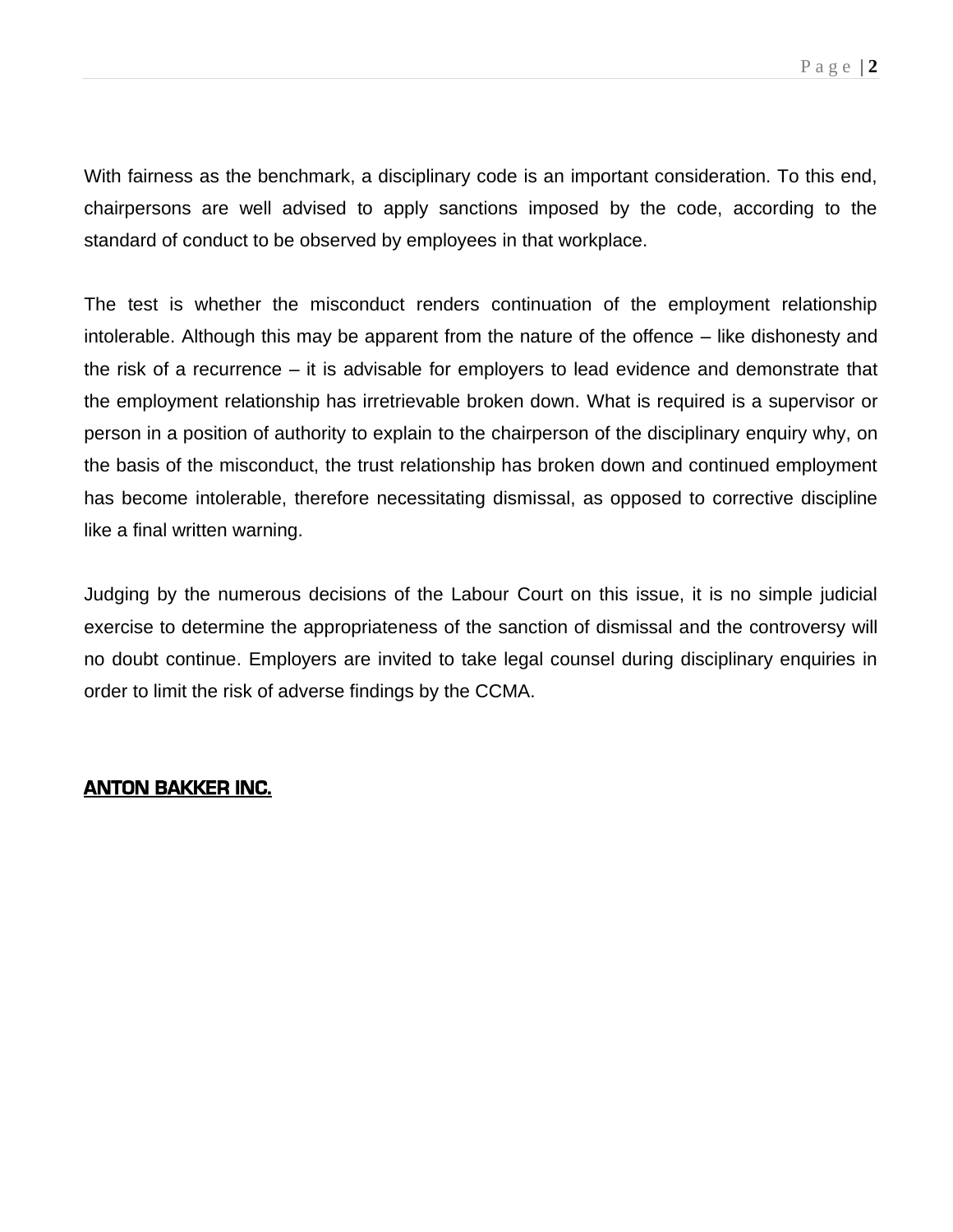With fairness as the benchmark, a disciplinary code is an important consideration. To this end, chairpersons are well advised to apply sanctions imposed by the code, according to the standard of conduct to be observed by employees in that workplace.

The test is whether the misconduct renders continuation of the employment relationship intolerable. Although this may be apparent from the nature of the offence – like dishonesty and the risk of a recurrence – it is advisable for employers to lead evidence and demonstrate that the employment relationship has irretrievable broken down. What is required is a supervisor or person in a position of authority to explain to the chairperson of the disciplinary enquiry why, on the basis of the misconduct, the trust relationship has broken down and continued employment has become intolerable, therefore necessitating dismissal, as opposed to corrective discipline like a final written warning.

Judging by the numerous decisions of the Labour Court on this issue, it is no simple judicial exercise to determine the appropriateness of the sanction of dismissal and the controversy will no doubt continue. Employers are invited to take legal counsel during disciplinary enquiries in order to limit the risk of adverse findings by the CCMA.

**ANTON BAKKER INC.**